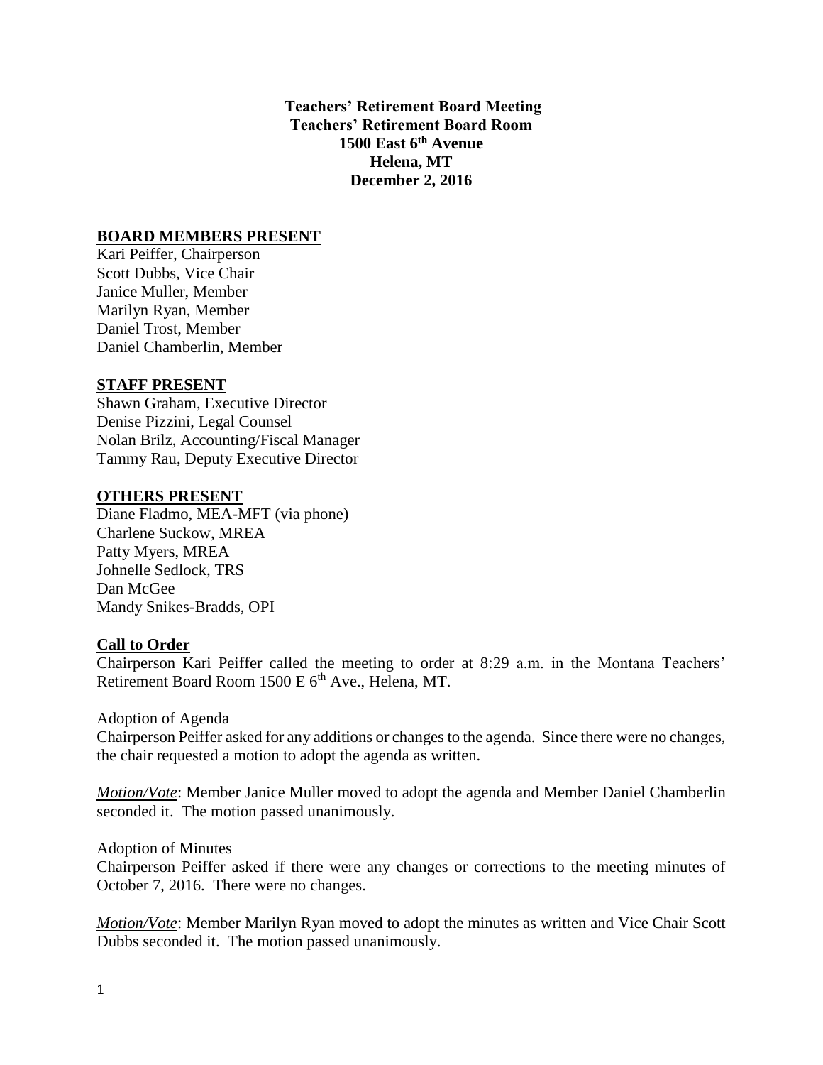**Teachers' Retirement Board Meeting**
**Teachers' Retirement Board Room**
**1500 East 6th Avenue**
**Helena, MT**
**December 2, 2016**

## BOARD MEMBERS PRESENT

Kari Peiffer, Chairperson
Scott Dubbs, Vice Chair
Janice Muller, Member
Marilyn Ryan, Member
Daniel Trost, Member
Daniel Chamberlin, Member

## STAFF PRESENT

Shawn Graham, Executive Director
Denise Pizzini, Legal Counsel
Nolan Brilz, Accounting/Fiscal Manager
Tammy Rau, Deputy Executive Director

## OTHERS PRESENT

Diane Fladmo, MEA-MFT (via phone)
Charlene Suckow, MREA
Patty Myers, MREA
Johnelle Sedlock, TRS
Dan McGee
Mandy Snikes-Bradds, OPI

## Call to Order

Chairperson Kari Peiffer called the meeting to order at 8:29 a.m. in the Montana Teachers' Retirement Board Room 1500 E 6th Ave., Helena, MT.

### Adoption of Agenda

Chairperson Peiffer asked for any additions or changes to the agenda. Since there were no changes, the chair requested a motion to adopt the agenda as written.

*Motion/Vote*: Member Janice Muller moved to adopt the agenda and Member Daniel Chamberlin seconded it. The motion passed unanimously.

### Adoption of Minutes

Chairperson Peiffer asked if there were any changes or corrections to the meeting minutes of October 7, 2016. There were no changes.

*Motion/Vote*: Member Marilyn Ryan moved to adopt the minutes as written and Vice Chair Scott Dubbs seconded it. The motion passed unanimously.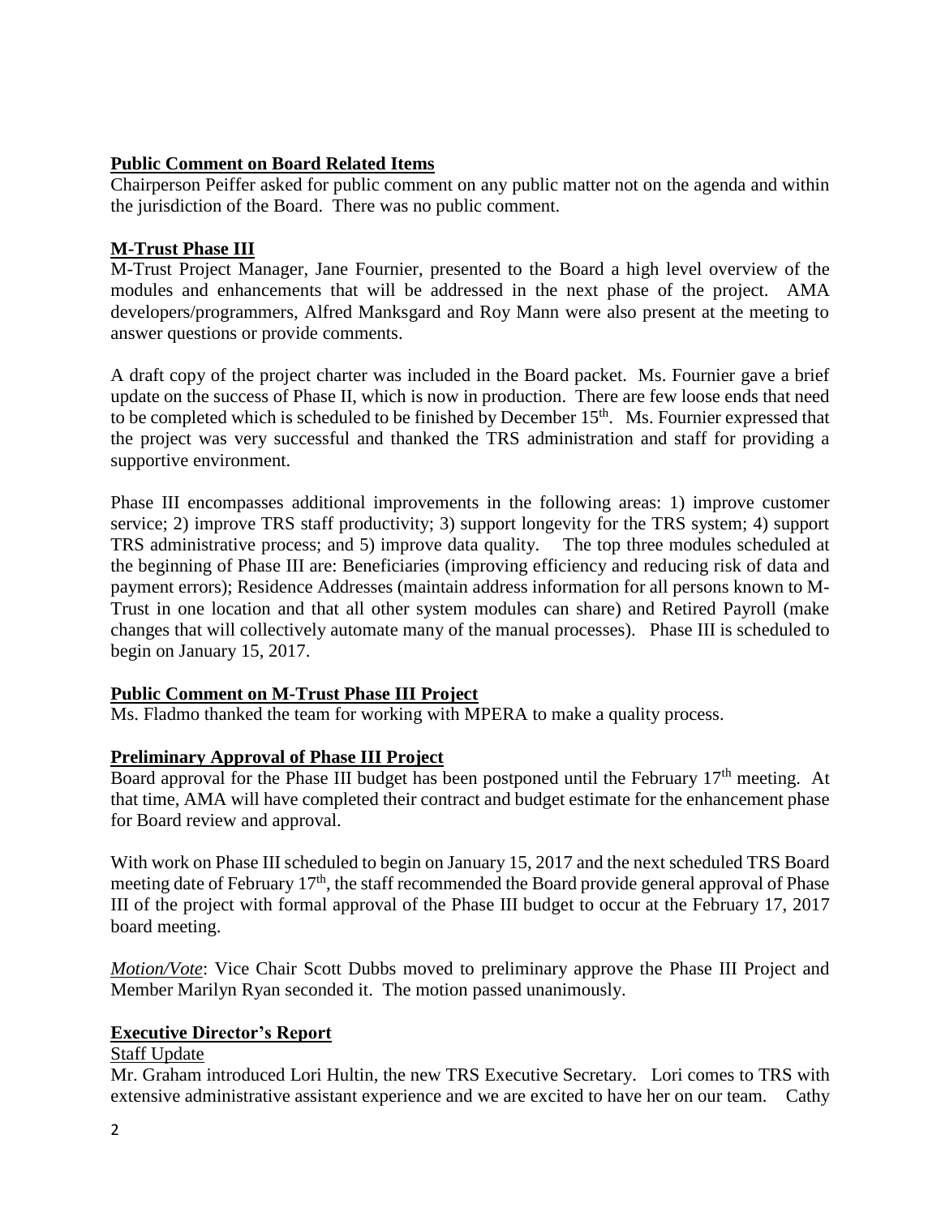**Public Comment on Board Related Items**

Chairperson Peiffer asked for public comment on any public matter not on the agenda and within the jurisdiction of the Board. There was no public comment.

**M-Trust Phase III**

M-Trust Project Manager, Jane Fournier, presented to the Board a high level overview of the modules and enhancements that will be addressed in the next phase of the project. AMA developers/programmers, Alfred Manksgard and Roy Mann were also present at the meeting to answer questions or provide comments.

A draft copy of the project charter was included in the Board packet. Ms. Fournier gave a brief update on the success of Phase II, which is now in production. There are few loose ends that need to be completed which is scheduled to be finished by December 15th. Ms. Fournier expressed that the project was very successful and thanked the TRS administration and staff for providing a supportive environment.

Phase III encompasses additional improvements in the following areas: 1) improve customer service; 2) improve TRS staff productivity; 3) support longevity for the TRS system; 4) support TRS administrative process; and 5) improve data quality. The top three modules scheduled at the beginning of Phase III are: Beneficiaries (improving efficiency and reducing risk of data and payment errors); Residence Addresses (maintain address information for all persons known to M-Trust in one location and that all other system modules can share) and Retired Payroll (make changes that will collectively automate many of the manual processes). Phase III is scheduled to begin on January 15, 2017.

**Public Comment on M-Trust Phase III Project**

Ms. Fladmo thanked the team for working with MPERA to make a quality process.

**Preliminary Approval of Phase III Project**

Board approval for the Phase III budget has been postponed until the February 17th meeting. At that time, AMA will have completed their contract and budget estimate for the enhancement phase for Board review and approval.

With work on Phase III scheduled to begin on January 15, 2017 and the next scheduled TRS Board meeting date of February 17th, the staff recommended the Board provide general approval of Phase III of the project with formal approval of the Phase III budget to occur at the February 17, 2017 board meeting.

*Motion/Vote*: Vice Chair Scott Dubbs moved to preliminary approve the Phase III Project and Member Marilyn Ryan seconded it. The motion passed unanimously.

**Executive Director's Report**

Staff Update

Mr. Graham introduced Lori Hultin, the new TRS Executive Secretary. Lori comes to TRS with extensive administrative assistant experience and we are excited to have her on our team. Cathy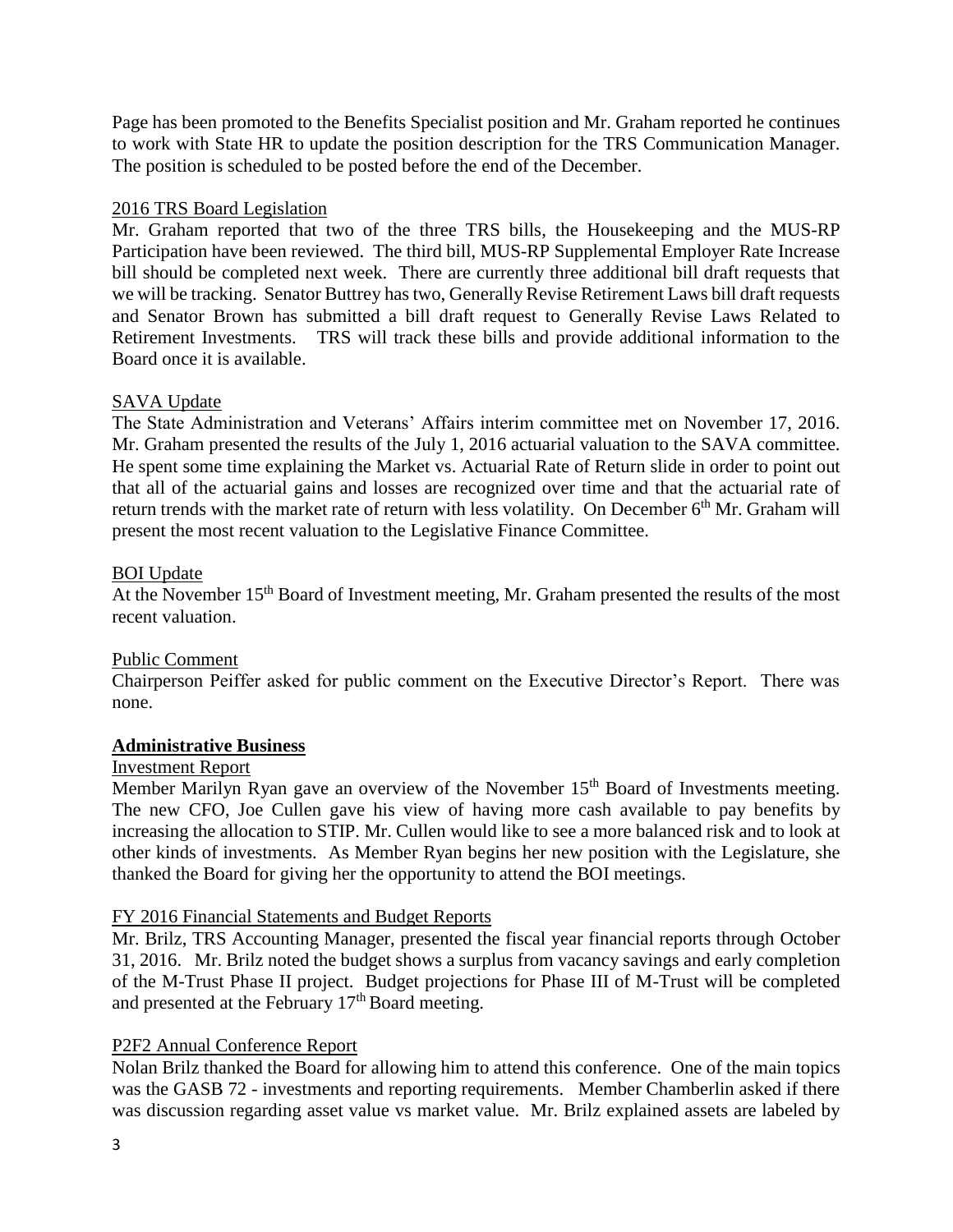Page has been promoted to the Benefits Specialist position and Mr. Graham reported he continues to work with State HR to update the position description for the TRS Communication Manager. The position is scheduled to be posted before the end of the December.

2016 TRS Board Legislation

Mr. Graham reported that two of the three TRS bills, the Housekeeping and the MUS-RP Participation have been reviewed. The third bill, MUS-RP Supplemental Employer Rate Increase bill should be completed next week. There are currently three additional bill draft requests that we will be tracking. Senator Buttrey has two, Generally Revise Retirement Laws bill draft requests and Senator Brown has submitted a bill draft request to Generally Revise Laws Related to Retirement Investments. TRS will track these bills and provide additional information to the Board once it is available.

SAVA Update

The State Administration and Veterans' Affairs interim committee met on November 17, 2016. Mr. Graham presented the results of the July 1, 2016 actuarial valuation to the SAVA committee. He spent some time explaining the Market vs. Actuarial Rate of Return slide in order to point out that all of the actuarial gains and losses are recognized over time and that the actuarial rate of return trends with the market rate of return with less volatility. On December 6th Mr. Graham will present the most recent valuation to the Legislative Finance Committee.

BOI Update

At the November 15th Board of Investment meeting, Mr. Graham presented the results of the most recent valuation.

Public Comment

Chairperson Peiffer asked for public comment on the Executive Director's Report. There was none.

**Administrative Business**

Investment Report

Member Marilyn Ryan gave an overview of the November 15th Board of Investments meeting. The new CFO, Joe Cullen gave his view of having more cash available to pay benefits by increasing the allocation to STIP. Mr. Cullen would like to see a more balanced risk and to look at other kinds of investments. As Member Ryan begins her new position with the Legislature, she thanked the Board for giving her the opportunity to attend the BOI meetings.

FY 2016 Financial Statements and Budget Reports

Mr. Brilz, TRS Accounting Manager, presented the fiscal year financial reports through October 31, 2016. Mr. Brilz noted the budget shows a surplus from vacancy savings and early completion of the M-Trust Phase II project. Budget projections for Phase III of M-Trust will be completed and presented at the February 17th Board meeting.

P2F2 Annual Conference Report

Nolan Brilz thanked the Board for allowing him to attend this conference. One of the main topics was the GASB 72 - investments and reporting requirements. Member Chamberlin asked if there was discussion regarding asset value vs market value. Mr. Brilz explained assets are labeled by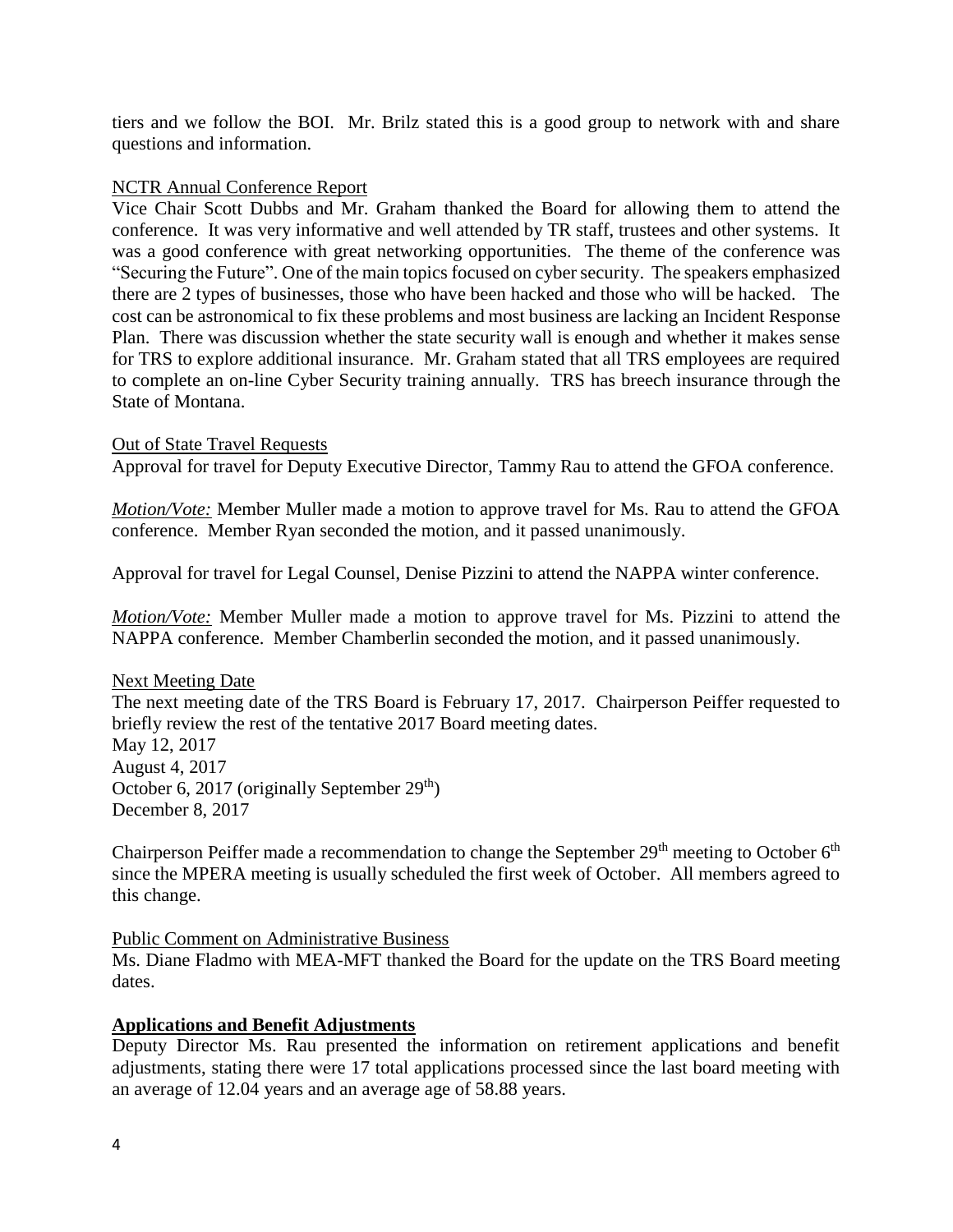tiers and we follow the BOI. Mr. Brilz stated this is a good group to network with and share questions and information.

NCTR Annual Conference Report

Vice Chair Scott Dubbs and Mr. Graham thanked the Board for allowing them to attend the conference. It was very informative and well attended by TR staff, trustees and other systems. It was a good conference with great networking opportunities. The theme of the conference was "Securing the Future". One of the main topics focused on cyber security. The speakers emphasized there are 2 types of businesses, those who have been hacked and those who will be hacked. The cost can be astronomical to fix these problems and most business are lacking an Incident Response Plan. There was discussion whether the state security wall is enough and whether it makes sense for TRS to explore additional insurance. Mr. Graham stated that all TRS employees are required to complete an on-line Cyber Security training annually. TRS has breech insurance through the State of Montana.

Out of State Travel Requests

Approval for travel for Deputy Executive Director, Tammy Rau to attend the GFOA conference.

*Motion/Vote:* Member Muller made a motion to approve travel for Ms. Rau to attend the GFOA conference. Member Ryan seconded the motion, and it passed unanimously.

Approval for travel for Legal Counsel, Denise Pizzini to attend the NAPPA winter conference.

*Motion/Vote:* Member Muller made a motion to approve travel for Ms. Pizzini to attend the NAPPA conference. Member Chamberlin seconded the motion, and it passed unanimously.

Next Meeting Date

The next meeting date of the TRS Board is February 17, 2017. Chairperson Peiffer requested to briefly review the rest of the tentative 2017 Board meeting dates.
May 12, 2017
August 4, 2017
October 6, 2017 (originally September 29th)
December 8, 2017

Chairperson Peiffer made a recommendation to change the September 29th meeting to October 6th since the MPERA meeting is usually scheduled the first week of October. All members agreed to this change.

Public Comment on Administrative Business

Ms. Diane Fladmo with MEA-MFT thanked the Board for the update on the TRS Board meeting dates.

**Applications and Benefit Adjustments**

Deputy Director Ms. Rau presented the information on retirement applications and benefit adjustments, stating there were 17 total applications processed since the last board meeting with an average of 12.04 years and an average age of 58.88 years.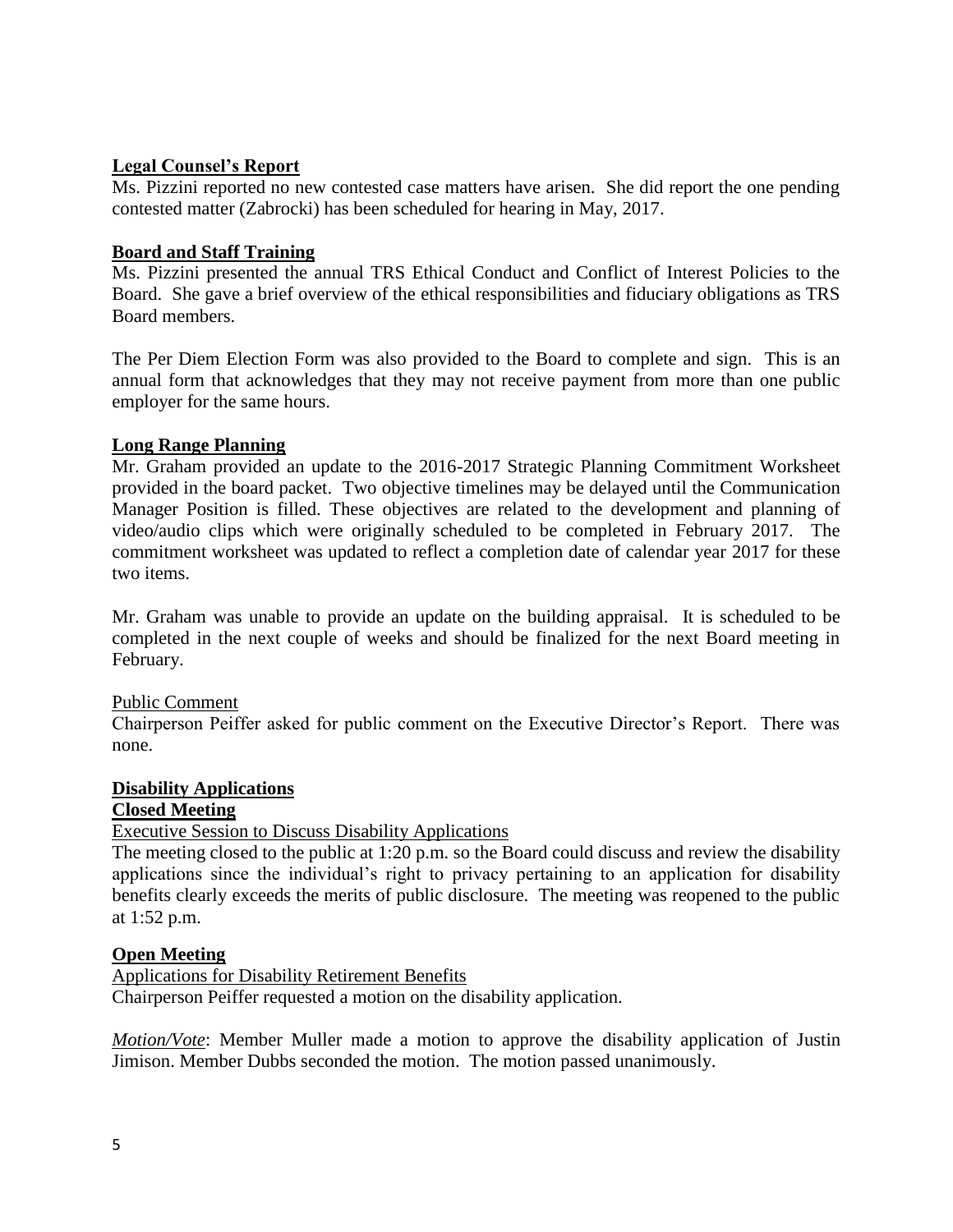## Legal Counsel's Report

Ms. Pizzini reported no new contested case matters have arisen. She did report the one pending contested matter (Zabrocki) has been scheduled for hearing in May, 2017.

## Board and Staff Training

Ms. Pizzini presented the annual TRS Ethical Conduct and Conflict of Interest Policies to the Board. She gave a brief overview of the ethical responsibilities and fiduciary obligations as TRS Board members.

The Per Diem Election Form was also provided to the Board to complete and sign. This is an annual form that acknowledges that they may not receive payment from more than one public employer for the same hours.

## Long Range Planning

Mr. Graham provided an update to the 2016-2017 Strategic Planning Commitment Worksheet provided in the board packet. Two objective timelines may be delayed until the Communication Manager Position is filled. These objectives are related to the development and planning of video/audio clips which were originally scheduled to be completed in February 2017. The commitment worksheet was updated to reflect a completion date of calendar year 2017 for these two items.

Mr. Graham was unable to provide an update on the building appraisal. It is scheduled to be completed in the next couple of weeks and should be finalized for the next Board meeting in February.

Public Comment

Chairperson Peiffer asked for public comment on the Executive Director's Report. There was none.

## Disability Applications

## Closed Meeting

Executive Session to Discuss Disability Applications

The meeting closed to the public at 1:20 p.m. so the Board could discuss and review the disability applications since the individual's right to privacy pertaining to an application for disability benefits clearly exceeds the merits of public disclosure. The meeting was reopened to the public at 1:52 p.m.

## Open Meeting

Applications for Disability Retirement Benefits

Chairperson Peiffer requested a motion on the disability application.

*Motion/Vote*: Member Muller made a motion to approve the disability application of Justin Jimison. Member Dubbs seconded the motion. The motion passed unanimously.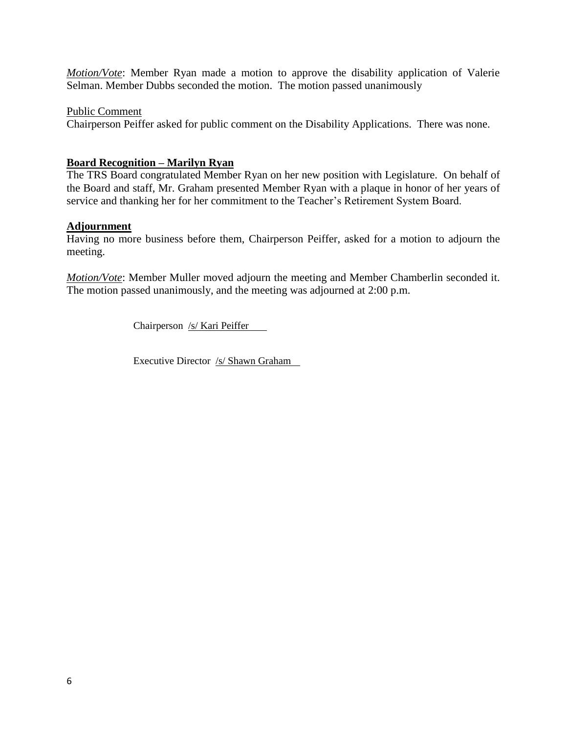*Motion/Vote*: Member Ryan made a motion to approve the disability application of Valerie Selman. Member Dubbs seconded the motion. The motion passed unanimously

Public Comment

Chairperson Peiffer asked for public comment on the Disability Applications. There was none.

**Board Recognition – Marilyn Ryan**

The TRS Board congratulated Member Ryan on her new position with Legislature. On behalf of the Board and staff, Mr. Graham presented Member Ryan with a plaque in honor of her years of service and thanking her for her commitment to the Teacher's Retirement System Board.

**Adjournment**

Having no more business before them, Chairperson Peiffer, asked for a motion to adjourn the meeting.

*Motion/Vote*: Member Muller moved adjourn the meeting and Member Chamberlin seconded it. The motion passed unanimously, and the meeting was adjourned at 2:00 p.m.

Chairperson /s/ Kari Peiffer

Executive Director /s/ Shawn Graham